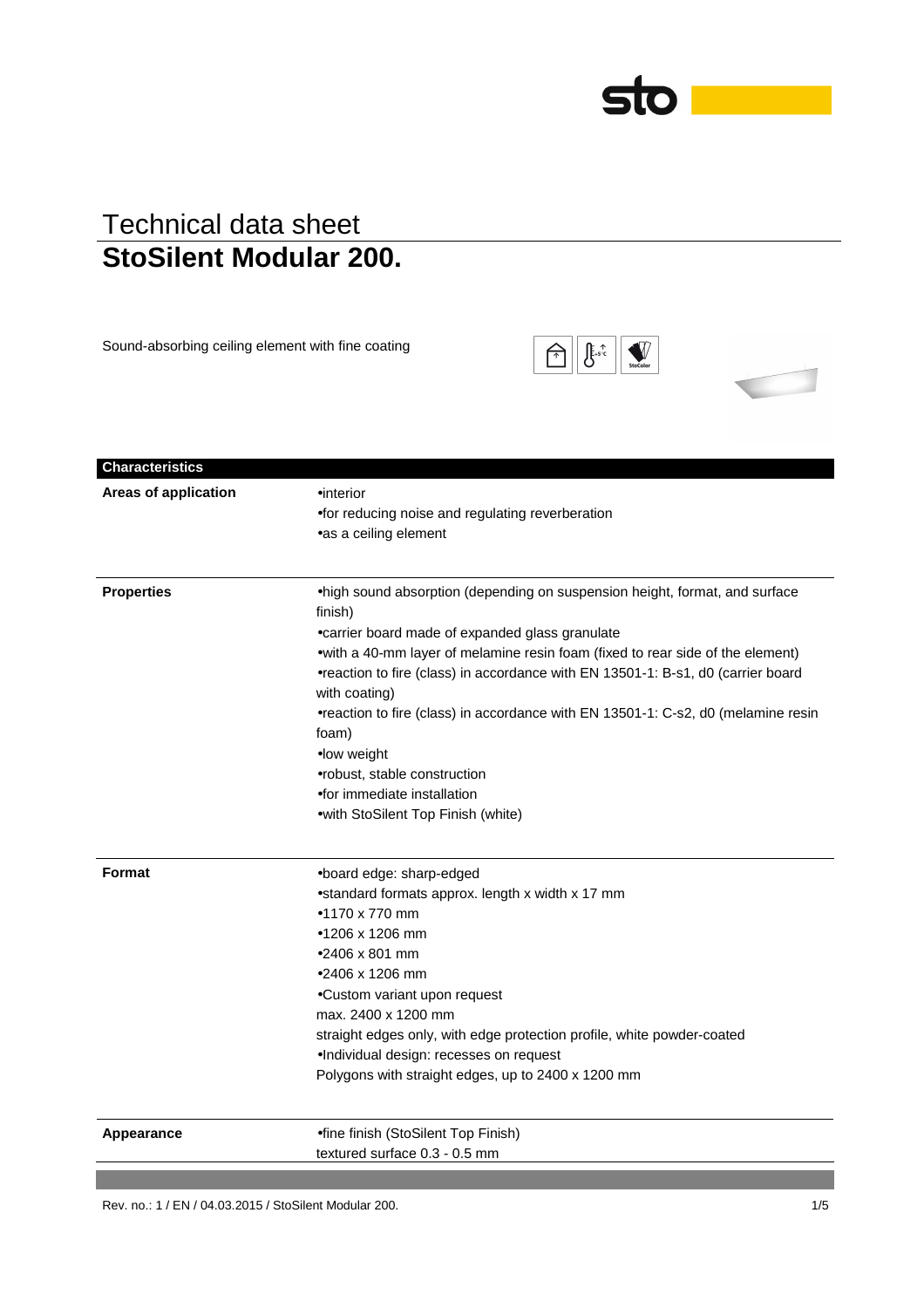# Technical data sheet
## StoSilent Modular 200.

Sound-absorbing ceiling element with fine coating

| Characteristics | |
|---|---|
| **Areas of application** | •interior<br>•for reducing noise and regulating reverberation<br>•as a ceiling element |
| **Properties** | •high sound absorption (depending on suspension height, format, and surface finish)<br>•carrier board made of expanded glass granulate<br>•with a 40-mm layer of melamine resin foam (fixed to rear side of the element)<br>•reaction to fire (class) in accordance with EN 13501-1: B-s1, d0 (carrier board with coating)<br>•reaction to fire (class) in accordance with EN 13501-1: C-s2, d0 (melamine resin foam)<br>•low weight<br>•robust, stable construction<br>•for immediate installation<br>•with StoSilent Top Finish (white) |
| **Format** | •board edge: sharp-edged<br>•standard formats approx. length x width x 17 mm<br>•1170 x 770 mm<br>•1206 x 1206 mm<br>•2406 x 801 mm<br>•2406 x 1206 mm<br>•Custom variant upon request<br>max. 2400 x 1200 mm<br>straight edges only, with edge protection profile, white powder-coated<br>•Individual design: recesses on request<br>Polygons with straight edges, up to 2400 x 1200 mm |
| **Appearance** | •fine finish (StoSilent Top Finish)<br>textured surface 0.3 - 0.5 mm |

Rev. no.: 1 / EN / 04.03.2015 / StoSilent Modular 200.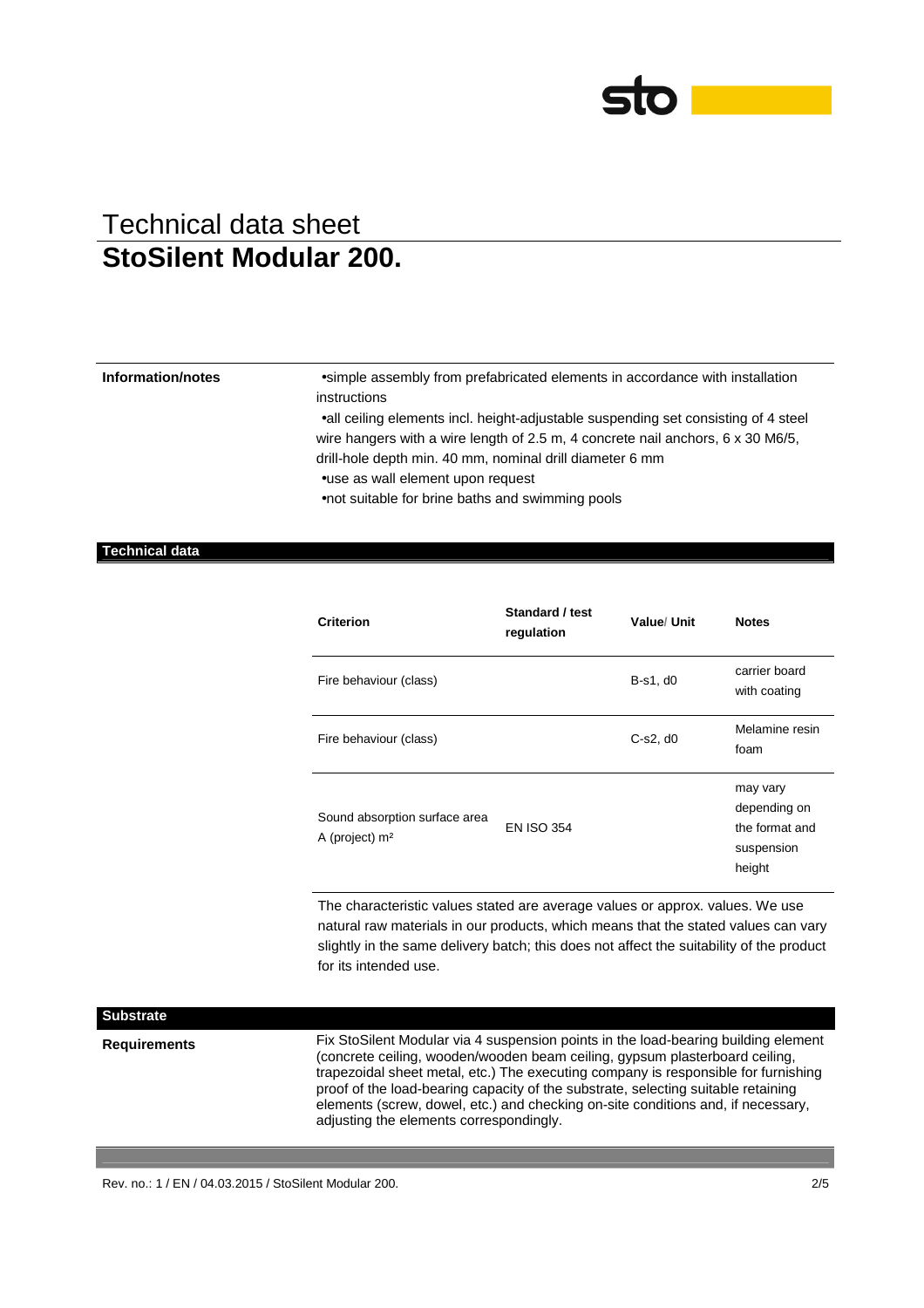# Technical data sheet
# StoSilent Modular 200.

**Information/notes**

- simple assembly from prefabricated elements in accordance with installation instructions
- all ceiling elements incl. height-adjustable suspending set consisting of 4 steel wire hangers with a wire length of 2.5 m, 4 concrete nail anchors, 6 x 30 M6/5, drill-hole depth min. 40 mm, nominal drill diameter 6 mm
- use as wall element upon request
- not suitable for brine baths and swimming pools

## Technical data

| Criterion | Standard / test regulation | Value/ Unit | Notes |
|---|---|---|---|
| Fire behaviour (class) | | B-s1, d0 | carrier board with coating |
| Fire behaviour (class) | | C-s2, d0 | Melamine resin foam |
| Sound absorption surface area A (project) m² | EN ISO 354 | | may vary depending on the format and suspension height |

The characteristic values stated are average values or approx. values. We use natural raw materials in our products, which means that the stated values can vary slightly in the same delivery batch; this does not affect the suitability of the product for its intended use.

## Substrate

**Requirements**

Fix StoSilent Modular via 4 suspension points in the load-bearing building element (concrete ceiling, wooden/wooden beam ceiling, gypsum plasterboard ceiling, trapezoidal sheet metal, etc.) The executing company is responsible for furnishing proof of the load-bearing capacity of the substrate, selecting suitable retaining elements (screw, dowel, etc.) and checking on-site conditions and, if necessary, adjusting the elements correspondingly.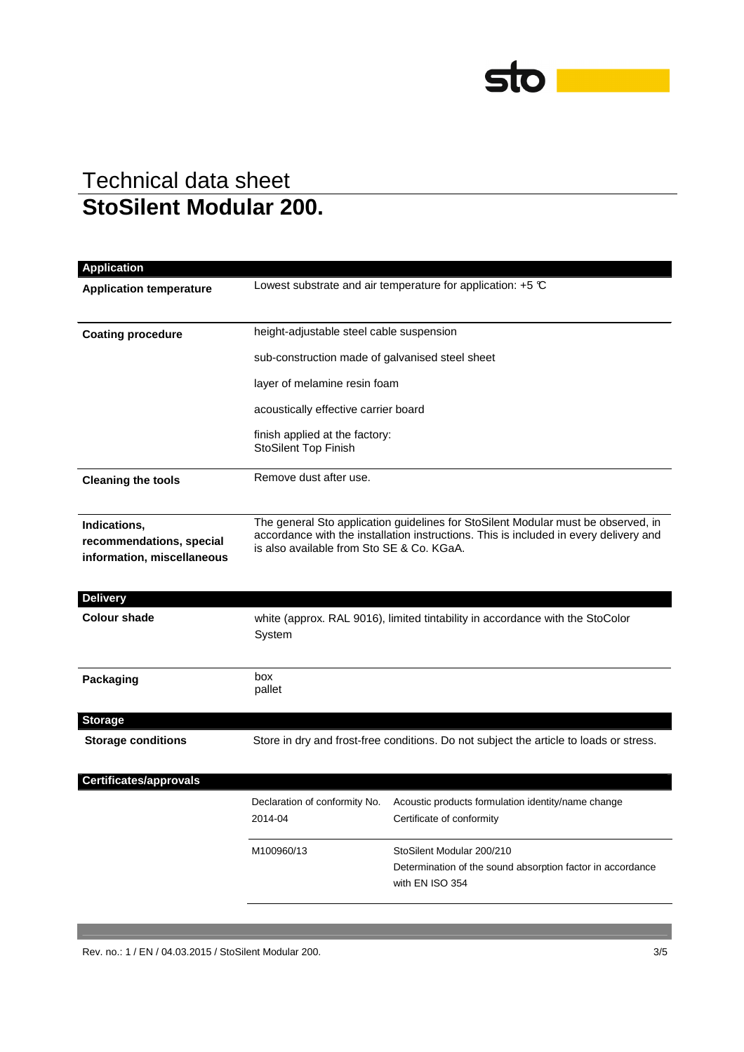# Technical data sheet

## StoSilent Modular 200.

### Application

| | |
|---|---|
| **Application temperature** | Lowest substrate and air temperature for application: +5 ℃ |
| **Coating procedure** | height-adjustable steel cable suspension<br>sub-construction made of galvanised steel sheet<br>layer of melamine resin foam<br>acoustically effective carrier board<br>finish applied at the factory:<br>StoSilent Top Finish |
| **Cleaning the tools** | Remove dust after use. |
| **Indications, recommendations, special information, miscellaneous** | The general Sto application guidelines for StoSilent Modular must be observed, in accordance with the installation instructions. This is included in every delivery and is also available from Sto SE & Co. KGaA. |

### Delivery

| | |
|---|---|
| **Colour shade** | white (approx. RAL 9016), limited tintability in accordance with the StoColor System |
| **Packaging** | box<br>pallet |

### Storage

| | |
|---|---|
| **Storage conditions** | Store in dry and frost-free conditions. Do not subject the article to loads or stress. |

### Certificates/approvals

| | |
|---|---|
| Declaration of conformity No. 2014-04 | Acoustic products formulation identity/name change<br>Certificate of conformity |
| M100960/13 | StoSilent Modular 200/210<br>Determination of the sound absorption factor in accordance with EN ISO 354 |

Rev. no.: 1 / EN / 04.03.2015 / StoSilent Modular 200.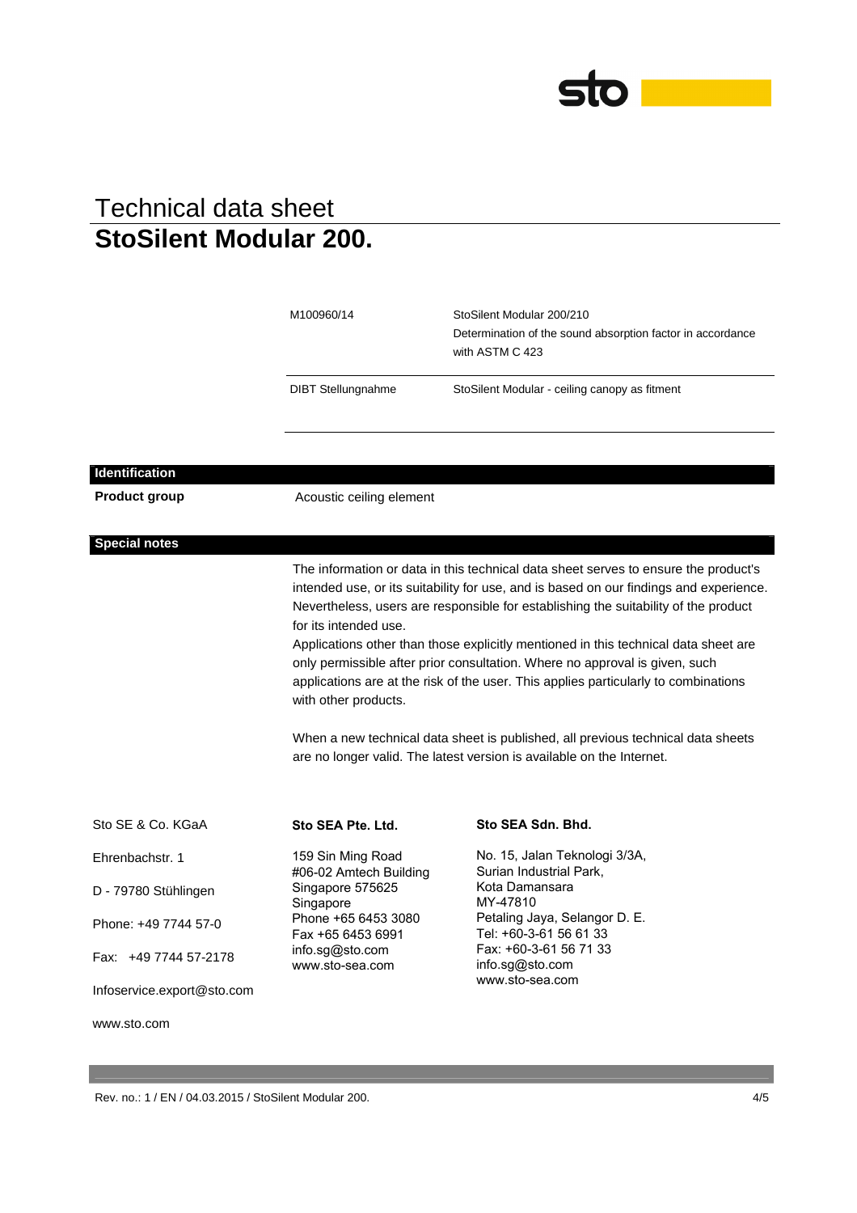# Technical data sheet
## StoSilent Modular 200.

| | |
|---|---|
| M100960/14 | StoSilent Modular 200/210<br>Determination of the sound absorption factor in accordance with ASTM C 423 |
| DIBT Stellungnahme | StoSilent Modular - ceiling canopy as fitment |

### Identification

**Product group** Acoustic ceiling element

### Special notes

The information or data in this technical data sheet serves to ensure the product's intended use, or its suitability for use, and is based on our findings and experience. Nevertheless, users are responsible for establishing the suitability of the product for its intended use.
Applications other than those explicitly mentioned in this technical data sheet are only permissible after prior consultation. Where no approval is given, such applications are at the risk of the user. This applies particularly to combinations with other products.

When a new technical data sheet is published, all previous technical data sheets are no longer valid. The latest version is available on the Internet.

Sto SE & Co. KGaA
Ehrenbachstr. 1
D - 79780 Stühlingen
Phone: +49 7744 57-0
Fax: +49 7744 57-2178
Infoservice.export@sto.com
www.sto.com

**Sto SEA Pte. Ltd.**
159 Sin Ming Road
#06-02 Amtech Building
Singapore 575625
Singapore
Phone +65 6453 3080
Fax +65 6453 6991
info.sg@sto.com
www.sto-sea.com

**Sto SEA Sdn. Bhd.**
No. 15, Jalan Teknologi 3/3A,
Surian Industrial Park,
Kota Damansara
MY-47810
Petaling Jaya, Selangor D. E.
Tel: +60-3-61 56 61 33
Fax: +60-3-61 56 71 33
info.sg@sto.com
www.sto-sea.com

Rev. no.: 1 / EN / 04.03.2015 / StoSilent Modular 200.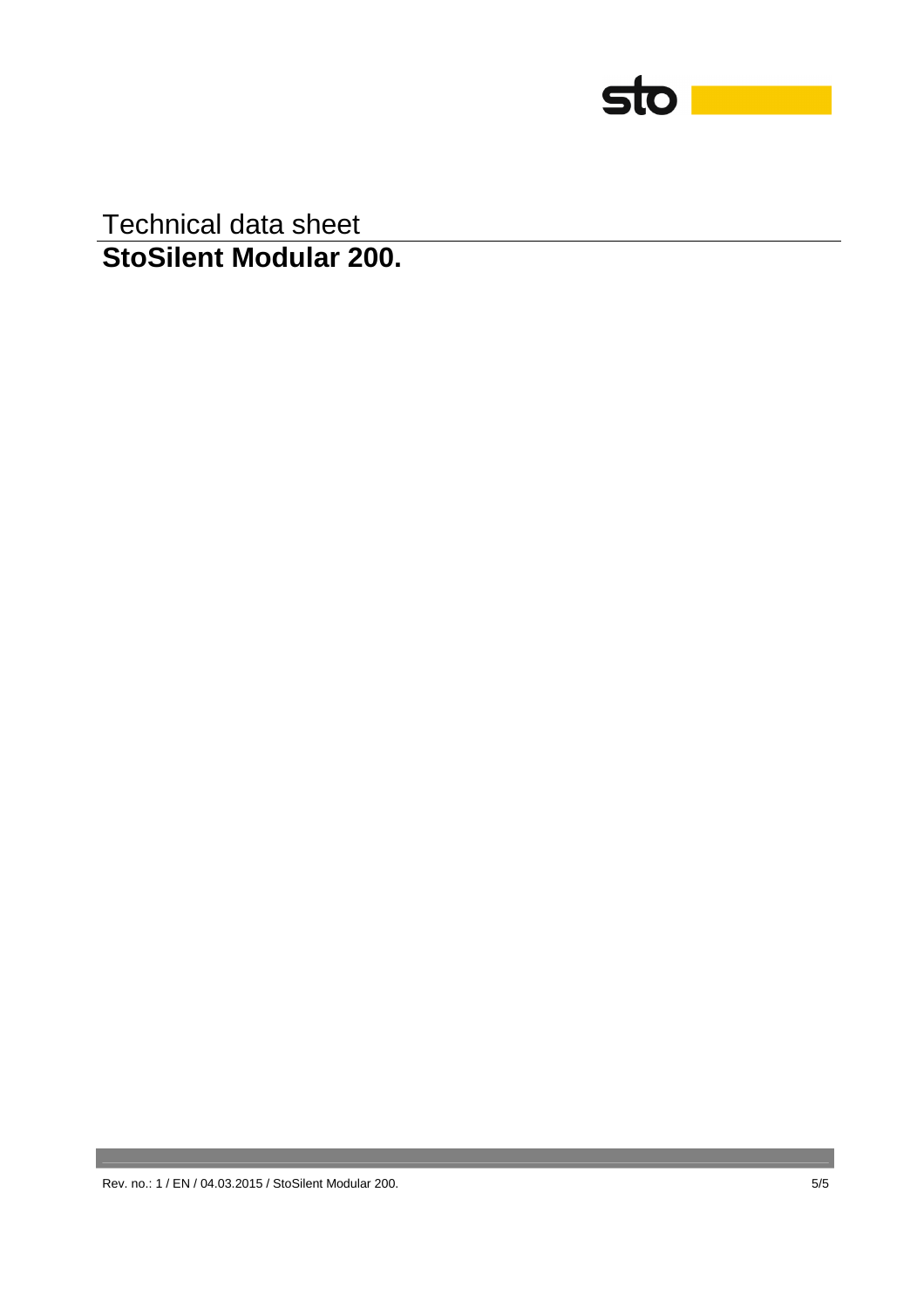Technical data sheet

# StoSilent Modular 200.